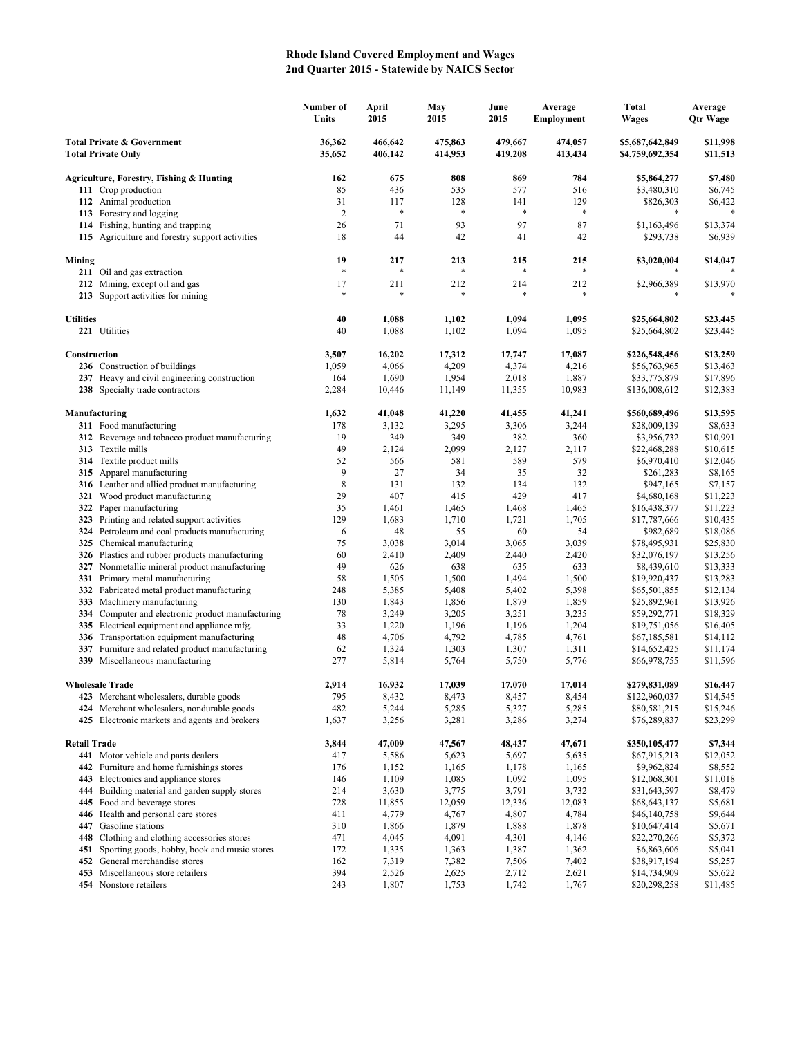# Rhode Island Covered Employment and Wages
## 2nd Quarter 2015 - Statewide by NAICS Sector

| | Number of Units | April 2015 | May 2015 | June 2015 | Average Employment | Total Wages | Average Qtr Wage |
|---|---|---|---|---|---|---|---|
| **Total Private & Government** | **36,362** | **466,642** | **475,863** | **479,667** | **474,057** | **$5,687,642,849** | **$11,998** |
| **Total Private Only** | **35,652** | **406,142** | **414,953** | **419,208** | **413,434** | **$4,759,692,354** | **$11,513** |
| **Agriculture, Forestry, Fishing & Hunting** | **162** | **675** | **808** | **869** | **784** | **$5,864,277** | **$7,480** |
| **111** Crop production | 85 | 436 | 535 | 577 | 516 | $3,480,310 | $6,745 |
| **112** Animal production | 31 | 117 | 128 | 141 | 129 | $826,303 | $6,422 |
| **113** Forestry and logging | 2 | * | * | * | * | * | * |
| **114** Fishing, hunting and trapping | 26 | 71 | 93 | 97 | 87 | $1,163,496 | $13,374 |
| **115** Agriculture and forestry support activities | 18 | 44 | 42 | 41 | 42 | $293,738 | $6,939 |
| **Mining** | **19** | **217** | **213** | **215** | **215** | **$3,020,044** | **$14,047** |
| **211** Oil and gas extraction | * | * | * | * | * | * | * |
| **212** Mining, except oil and gas | 17 | 211 | 212 | 214 | 212 | $2,966,389 | $13,970 |
| **213** Support activities for mining | * | * | * | * | * | * | * |
| **Utilities** | **40** | **1,088** | **1,102** | **1,094** | **1,095** | **$25,664,802** | **$23,445** |
| **221** Utilities | 40 | 1,088 | 1,102 | 1,094 | 1,095 | $25,664,802 | $23,445 |
| **Construction** | **3,507** | **16,202** | **17,312** | **17,747** | **17,087** | **$226,548,456** | **$13,259** |
| **236** Construction of buildings | 1,059 | 4,066 | 4,209 | 4,374 | 4,216 | $56,763,965 | $13,463 |
| **237** Heavy and civil engineering construction | 164 | 1,690 | 1,954 | 2,018 | 1,887 | $33,775,879 | $17,896 |
| **238** Specialty trade contractors | 2,284 | 10,446 | 11,149 | 11,355 | 10,983 | $136,008,612 | $12,383 |
| **Manufacturing** | **1,632** | **41,048** | **41,220** | **41,455** | **41,241** | **$560,689,496** | **$13,595** |
| **311** Food manufacturing | 178 | 3,132 | 3,295 | 3,306 | 3,244 | $28,009,139 | $8,633 |
| **312** Beverage and tobacco product manufacturing | 19 | 349 | 349 | 382 | 360 | $3,956,732 | $10,991 |
| **313** Textile mills | 49 | 2,124 | 2,099 | 2,127 | 2,117 | $22,468,288 | $10,615 |
| **314** Textile product mills | 52 | 566 | 581 | 589 | 579 | $6,970,410 | $12,046 |
| **315** Apparel manufacturing | 9 | 27 | 34 | 35 | 32 | $261,283 | $8,165 |
| **316** Leather and allied product manufacturing | 8 | 131 | 132 | 134 | 132 | $947,165 | $7,157 |
| **321** Wood product manufacturing | 29 | 407 | 415 | 429 | 417 | $4,680,168 | $11,223 |
| **322** Paper manufacturing | 35 | 1,461 | 1,465 | 1,468 | 1,465 | $16,438,377 | $11,223 |
| **323** Printing and related support activities | 129 | 1,683 | 1,710 | 1,721 | 1,705 | $17,787,666 | $10,435 |
| **324** Petroleum and coal products manufacturing | 6 | 48 | 55 | 60 | 54 | $982,689 | $18,086 |
| **325** Chemical manufacturing | 75 | 3,038 | 3,014 | 3,065 | 3,039 | $78,495,931 | $25,830 |
| **326** Plastics and rubber products manufacturing | 60 | 2,410 | 2,409 | 2,440 | 2,420 | $32,076,197 | $13,256 |
| **327** Nonmetallic mineral product manufacturing | 49 | 626 | 638 | 635 | 633 | $8,439,610 | $13,333 |
| **331** Primary metal manufacturing | 58 | 1,505 | 1,500 | 1,494 | 1,500 | $19,920,437 | $13,283 |
| **332** Fabricated metal product manufacturing | 248 | 5,385 | 5,408 | 5,402 | 5,398 | $65,501,855 | $12,134 |
| **333** Machinery manufacturing | 130 | 1,843 | 1,856 | 1,879 | 1,859 | $25,892,961 | $13,926 |
| **334** Computer and electronic product manufacturing | 78 | 3,249 | 3,205 | 3,251 | 3,235 | $59,292,771 | $18,329 |
| **335** Electrical equipment and appliance mfg. | 33 | 1,220 | 1,196 | 1,196 | 1,204 | $19,751,056 | $16,405 |
| **336** Transportation equipment manufacturing | 48 | 4,706 | 4,792 | 4,785 | 4,761 | $67,185,581 | $14,112 |
| **337** Furniture and related product manufacturing | 62 | 1,324 | 1,303 | 1,307 | 1,311 | $14,652,425 | $11,174 |
| **339** Miscellaneous manufacturing | 277 | 5,814 | 5,764 | 5,750 | 5,776 | $66,978,755 | $11,596 |
| **Wholesale Trade** | **2,914** | **16,932** | **17,039** | **17,070** | **17,014** | **$279,831,089** | **$16,447** |
| **423** Merchant wholesalers, durable goods | 795 | 8,432 | 8,473 | 8,457 | 8,454 | $122,960,037 | $14,545 |
| **424** Merchant wholesalers, nondurable goods | 482 | 5,244 | 5,285 | 5,327 | 5,285 | $80,581,215 | $15,246 |
| **425** Electronic markets and agents and brokers | 1,637 | 3,256 | 3,281 | 3,286 | 3,274 | $76,289,837 | $23,299 |
| **Retail Trade** | **3,844** | **47,009** | **47,567** | **48,437** | **47,671** | **$350,105,477** | **$7,344** |
| **441** Motor vehicle and parts dealers | 417 | 5,586 | 5,623 | 5,697 | 5,635 | $67,915,213 | $12,052 |
| **442** Furniture and home furnishings stores | 176 | 1,152 | 1,165 | 1,178 | 1,165 | $9,962,824 | $8,552 |
| **443** Electronics and appliance stores | 146 | 1,109 | 1,085 | 1,092 | 1,095 | $12,068,301 | $11,018 |
| **444** Building material and garden supply stores | 214 | 3,630 | 3,775 | 3,791 | 3,732 | $31,643,597 | $8,479 |
| **445** Food and beverage stores | 728 | 11,855 | 12,059 | 12,336 | 12,083 | $68,643,137 | $5,681 |
| **446** Health and personal care stores | 411 | 4,779 | 4,767 | 4,807 | 4,784 | $46,140,758 | $9,644 |
| **447** Gasoline stations | 310 | 1,866 | 1,879 | 1,888 | 1,878 | $10,647,414 | $5,671 |
| **448** Clothing and clothing accessories stores | 471 | 4,045 | 4,091 | 4,301 | 4,146 | $22,270,266 | $5,372 |
| **451** Sporting goods, hobby, book and music stores | 172 | 1,335 | 1,363 | 1,387 | 1,362 | $6,863,606 | $5,041 |
| **452** General merchandise stores | 162 | 7,319 | 7,382 | 7,506 | 7,402 | $38,917,194 | $5,257 |
| **453** Miscellaneous store retailers | 394 | 2,526 | 2,625 | 2,712 | 2,621 | $14,734,909 | $5,622 |
| **454** Nonstore retailers | 243 | 1,807 | 1,753 | 1,742 | 1,767 | $20,298,258 | $11,485 |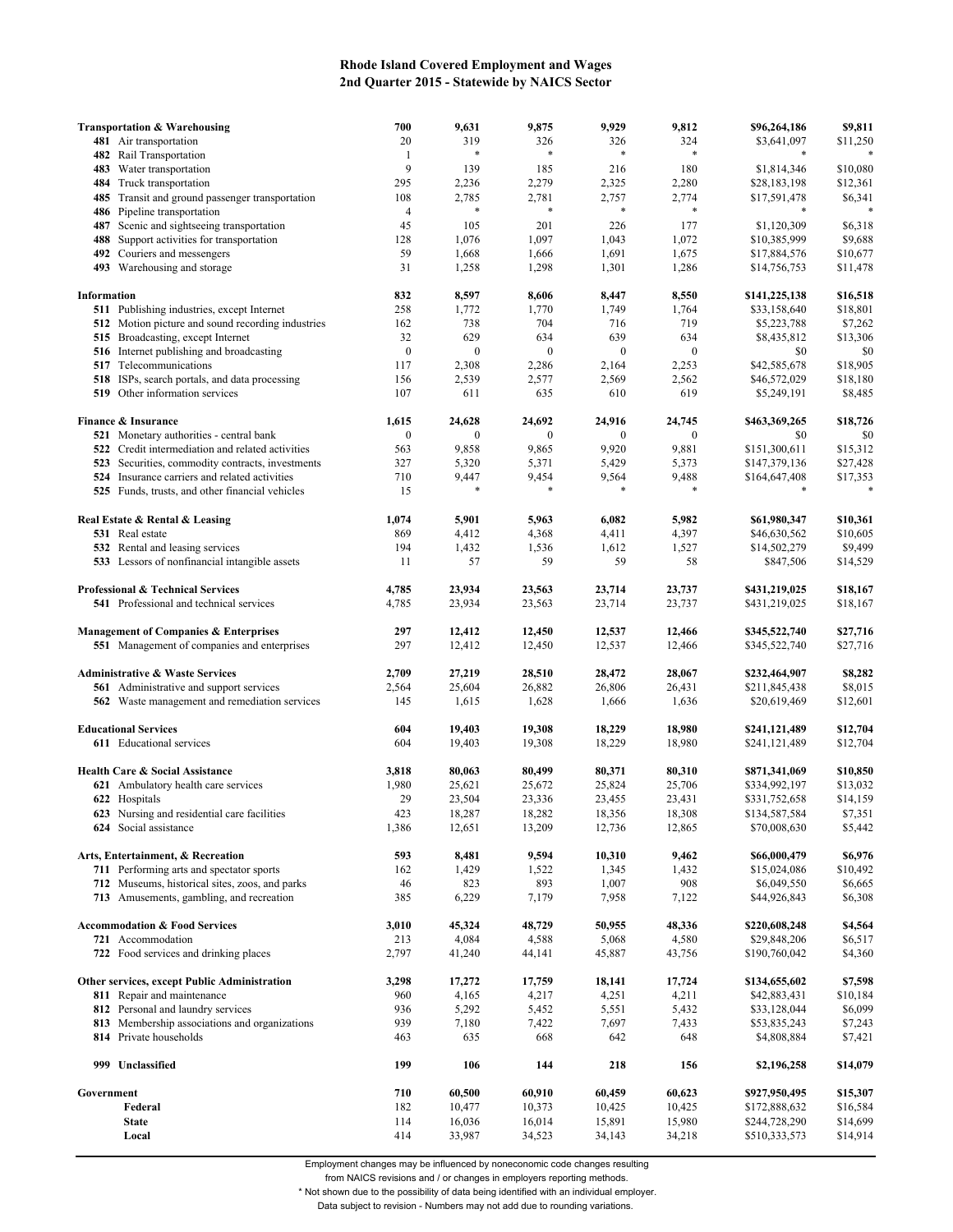**Rhode Island Covered Employment and Wages**
**2nd Quarter 2015 - Statewide by NAICS Sector**

| | | | | | | | |
|---|---|---|---|---|---|---|---|
| **Transportation & Warehousing** | **700** | **9,631** | **9,875** | **9,929** | **9,812** | **$96,264,186** | **$9,811** |
| **481** Air transportation | 20 | 319 | 326 | 326 | 324 | $3,641,097 | $11,250 |
| **482** Rail Transportation | 1 | * | * | * | * | * | * |
| **483** Water transportation | 9 | 139 | 185 | 216 | 180 | $1,814,346 | $10,080 |
| **484** Truck transportation | 295 | 2,236 | 2,279 | 2,325 | 2,280 | $28,183,198 | $12,361 |
| **485** Transit and ground passenger transportation | 108 | 2,785 | 2,781 | 2,757 | 2,774 | $17,591,478 | $6,341 |
| **486** Pipeline transportation | 4 | * | * | * | * | * | * |
| **487** Scenic and sightseeing transportation | 45 | 105 | 201 | 226 | 177 | $1,120,309 | $6,318 |
| **488** Support activities for transportation | 128 | 1,076 | 1,097 | 1,043 | 1,072 | $10,385,999 | $9,688 |
| **492** Couriers and messengers | 59 | 1,668 | 1,666 | 1,691 | 1,675 | $17,884,576 | $10,677 |
| **493** Warehousing and storage | 31 | 1,258 | 1,298 | 1,301 | 1,286 | $14,756,753 | $11,478 |
| **Information** | **832** | **8,597** | **8,606** | **8,447** | **8,550** | **$141,225,138** | **$16,518** |
| **511** Publishing industries, except Internet | 258 | 1,772 | 1,770 | 1,749 | 1,764 | $33,158,640 | $18,801 |
| **512** Motion picture and sound recording industries | 162 | 738 | 704 | 716 | 719 | $5,223,788 | $7,262 |
| **515** Broadcasting, except Internet | 32 | 629 | 634 | 639 | 634 | $8,435,812 | $13,306 |
| **516** Internet publishing and broadcasting | 0 | 0 | 0 | 0 | 0 | $0 | $0 |
| **517** Telecommunications | 117 | 2,308 | 2,286 | 2,164 | 2,253 | $42,585,678 | $18,905 |
| **518** ISPs, search portals, and data processing | 156 | 2,539 | 2,577 | 2,569 | 2,562 | $46,572,029 | $18,180 |
| **519** Other information services | 107 | 611 | 635 | 610 | 619 | $5,249,191 | $8,485 |
| **Finance & Insurance** | **1,615** | **24,628** | **24,692** | **24,916** | **24,745** | **$463,369,265** | **$18,726** |
| **521** Monetary authorities - central bank | 0 | 0 | 0 | 0 | 0 | $0 | $0 |
| **522** Credit intermediation and related activities | 563 | 9,858 | 9,865 | 9,920 | 9,881 | $151,300,611 | $15,312 |
| **523** Securities, commodity contracts, investments | 327 | 5,320 | 5,371 | 5,429 | 5,373 | $147,379,136 | $27,428 |
| **524** Insurance carriers and related activities | 710 | 9,447 | 9,454 | 9,564 | 9,488 | $164,647,408 | $17,353 |
| **525** Funds, trusts, and other financial vehicles | 15 | * | * | * | * | * | * |
| **Real Estate & Rental & Leasing** | **1,074** | **5,901** | **5,963** | **6,082** | **5,982** | **$61,980,347** | **$10,361** |
| **531** Real estate | 869 | 4,412 | 4,368 | 4,411 | 4,397 | $46,630,562 | $10,605 |
| **532** Rental and leasing services | 194 | 1,432 | 1,536 | 1,612 | 1,527 | $14,502,279 | $9,499 |
| **533** Lessors of nonfinancial intangible assets | 11 | 57 | 59 | 59 | 58 | $847,506 | $14,529 |
| **Professional & Technical Services** | **4,785** | **23,934** | **23,563** | **23,714** | **23,737** | **$431,219,025** | **$18,167** |
| **541** Professional and technical services | 4,785 | 23,934 | 23,563 | 23,714 | 23,737 | $431,219,025 | $18,167 |
| **Management of Companies & Enterprises** | **297** | **12,412** | **12,450** | **12,537** | **12,466** | **$345,522,740** | **$27,716** |
| **551** Management of companies and enterprises | 297 | 12,412 | 12,450 | 12,537 | 12,466 | $345,522,740 | $27,716 |
| **Administrative & Waste Services** | **2,709** | **27,219** | **28,510** | **28,472** | **28,067** | **$232,464,907** | **$8,282** |
| **561** Administrative and support services | 2,564 | 25,604 | 26,882 | 26,806 | 26,431 | $211,845,438 | $8,015 |
| **562** Waste management and remediation services | 145 | 1,615 | 1,628 | 1,666 | 1,636 | $20,619,469 | $12,601 |
| **Educational Services** | **604** | **19,403** | **19,308** | **18,229** | **18,980** | **$241,121,489** | **$12,704** |
| **611** Educational services | 604 | 19,403 | 19,308 | 18,229 | 18,980 | $241,121,489 | $12,704 |
| **Health Care & Social Assistance** | **3,818** | **80,063** | **80,499** | **80,371** | **80,310** | **$871,341,069** | **$10,850** |
| **621** Ambulatory health care services | 1,980 | 25,621 | 25,672 | 25,824 | 25,706 | $334,992,197 | $13,032 |
| **622** Hospitals | 29 | 23,504 | 23,336 | 23,455 | 23,431 | $331,752,658 | $14,159 |
| **623** Nursing and residential care facilities | 423 | 18,287 | 18,282 | 18,356 | 18,308 | $134,587,584 | $7,351 |
| **624** Social assistance | 1,386 | 12,651 | 13,209 | 12,736 | 12,865 | $70,008,630 | $5,442 |
| **Arts, Entertainment, & Recreation** | **593** | **8,481** | **9,594** | **10,310** | **9,462** | **$66,000,479** | **$6,976** |
| **711** Performing arts and spectator sports | 162 | 1,429 | 1,522 | 1,345 | 1,432 | $15,024,086 | $10,492 |
| **712** Museums, historical sites, zoos, and parks | 46 | 823 | 893 | 1,007 | 908 | $6,049,550 | $6,665 |
| **713** Amusements, gambling, and recreation | 385 | 6,229 | 7,179 | 7,958 | 7,122 | $44,926,843 | $6,308 |
| **Accommodation & Food Services** | **3,010** | **45,324** | **48,729** | **50,955** | **48,336** | **$220,608,248** | **$4,564** |
| **721** Accommodation | 213 | 4,084 | 4,588 | 5,068 | 4,580 | $29,848,206 | $6,517 |
| **722** Food services and drinking places | 2,797 | 41,240 | 44,141 | 45,887 | 43,756 | $190,760,042 | $4,360 |
| **Other services, except Public Administration** | **3,298** | **17,272** | **17,759** | **18,141** | **17,724** | **$134,655,602** | **$7,598** |
| **811** Repair and maintenance | 960 | 4,165 | 4,217 | 4,251 | 4,211 | $42,883,431 | $10,184 |
| **812** Personal and laundry services | 936 | 5,292 | 5,452 | 5,551 | 5,432 | $33,128,044 | $6,099 |
| **813** Membership associations and organizations | 939 | 7,180 | 7,422 | 7,697 | 7,433 | $53,835,243 | $7,243 |
| **814** Private households | 463 | 635 | 668 | 642 | 648 | $4,808,884 | $7,421 |
| **999 Unclassified** | **199** | **106** | **144** | **218** | **156** | **$2,196,258** | **$14,079** |
| **Government** | **710** | **60,500** | **60,910** | **60,459** | **60,623** | **$927,950,495** | **$15,307** |
| **Federal** | 182 | 10,477 | 10,373 | 10,425 | 10,425 | $172,888,632 | $16,584 |
| **State** | 114 | 16,036 | 16,014 | 15,891 | 15,980 | $244,728,290 | $14,699 |
| **Local** | 414 | 33,987 | 34,523 | 34,143 | 34,218 | $510,333,573 | $14,914 |

Employment changes may be influenced by noneconomic code changes resulting from NAICS revisions and / or changes in employers reporting methods.

* Not shown due to the possibility of data being identified with an individual employer.

Data subject to revision - Numbers may not add due to rounding variations.